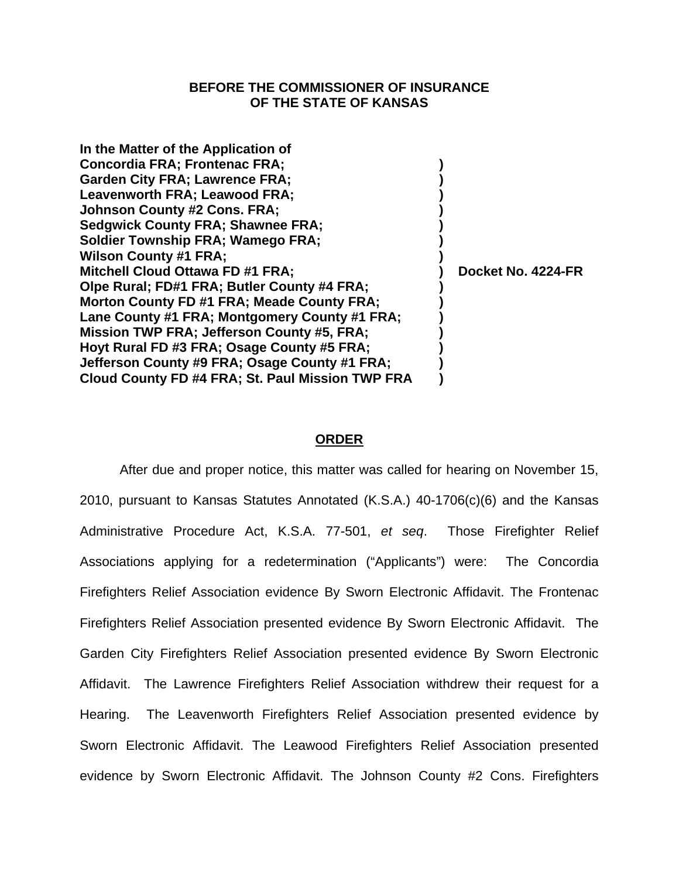**BEFORE THE COMMISSIONER OF INSURANCE**
**OF THE STATE OF KANSAS**

**In the Matter of the Application of**
**Concordia FRA; Frontenac FRA;** )
**Garden City FRA; Lawrence FRA;** )
**Leavenworth FRA; Leawood FRA;** )
**Johnson County #2 Cons. FRA;** )
**Sedgwick County FRA; Shawnee FRA;** )
**Soldier Township FRA; Wamego FRA;** )
**Wilson County #1 FRA;** )
**Mitchell Cloud Ottawa FD #1 FRA;** ) **Docket No. 4224-FR**
**Olpe Rural; FD#1 FRA; Butler County #4 FRA;** )
**Morton County FD #1 FRA; Meade County FRA;** )
**Lane County #1 FRA; Montgomery County #1 FRA;** )
**Mission TWP FRA; Jefferson County #5, FRA;** )
**Hoyt Rural FD #3 FRA; Osage County #5 FRA;** )
**Jefferson County #9 FRA; Osage County #1 FRA;** )
**Cloud County FD #4 FRA; St. Paul Mission TWP FRA** )

**ORDER**

After due and proper notice, this matter was called for hearing on November 15, 2010, pursuant to Kansas Statutes Annotated (K.S.A.) 40-1706(c)(6) and the Kansas Administrative Procedure Act, K.S.A. 77-501, *et seq*. Those Firefighter Relief Associations applying for a redetermination ("Applicants") were: The Concordia Firefighters Relief Association evidence By Sworn Electronic Affidavit. The Frontenac Firefighters Relief Association presented evidence By Sworn Electronic Affidavit. The Garden City Firefighters Relief Association presented evidence By Sworn Electronic Affidavit. The Lawrence Firefighters Relief Association withdrew their request for a Hearing. The Leavenworth Firefighters Relief Association presented evidence by Sworn Electronic Affidavit. The Leawood Firefighters Relief Association presented evidence by Sworn Electronic Affidavit. The Johnson County #2 Cons. Firefighters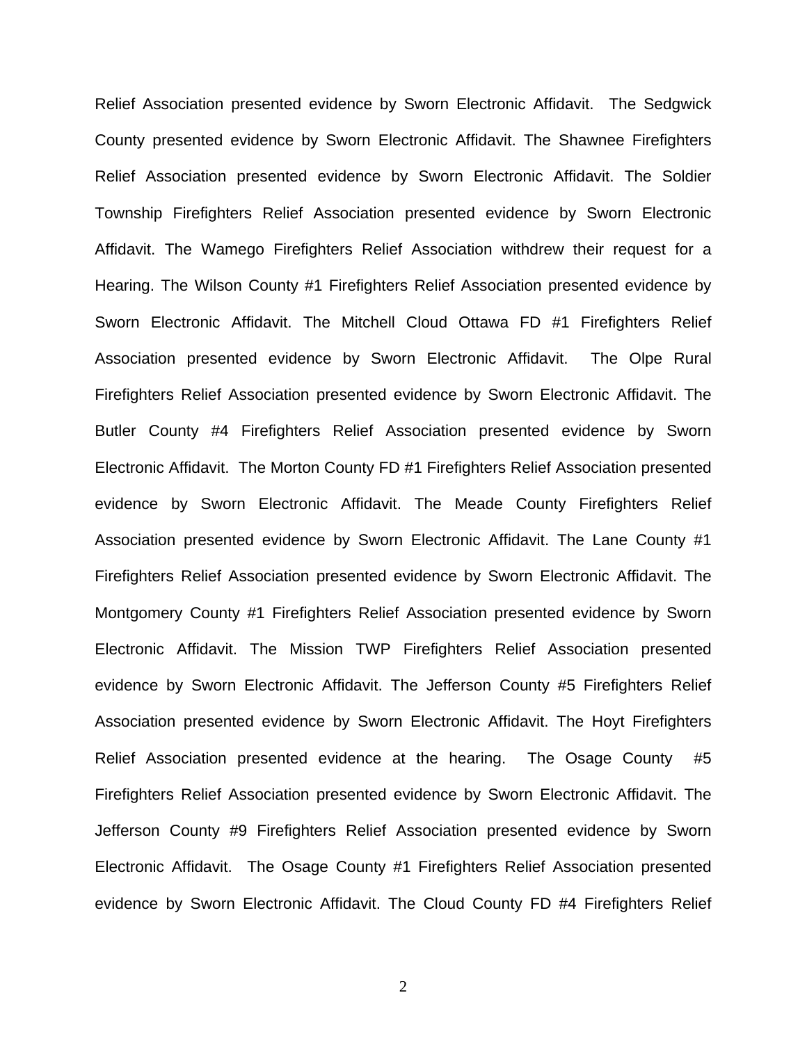Relief Association presented evidence by Sworn Electronic Affidavit. The Sedgwick County presented evidence by Sworn Electronic Affidavit. The Shawnee Firefighters Relief Association presented evidence by Sworn Electronic Affidavit. The Soldier Township Firefighters Relief Association presented evidence by Sworn Electronic Affidavit. The Wamego Firefighters Relief Association withdrew their request for a Hearing. The Wilson County #1 Firefighters Relief Association presented evidence by Sworn Electronic Affidavit. The Mitchell Cloud Ottawa FD #1 Firefighters Relief Association presented evidence by Sworn Electronic Affidavit. The Olpe Rural Firefighters Relief Association presented evidence by Sworn Electronic Affidavit. The Butler County #4 Firefighters Relief Association presented evidence by Sworn Electronic Affidavit. The Morton County FD #1 Firefighters Relief Association presented evidence by Sworn Electronic Affidavit. The Meade County Firefighters Relief Association presented evidence by Sworn Electronic Affidavit. The Lane County #1 Firefighters Relief Association presented evidence by Sworn Electronic Affidavit. The Montgomery County #1 Firefighters Relief Association presented evidence by Sworn Electronic Affidavit. The Mission TWP Firefighters Relief Association presented evidence by Sworn Electronic Affidavit. The Jefferson County #5 Firefighters Relief Association presented evidence by Sworn Electronic Affidavit. The Hoyt Firefighters Relief Association presented evidence at the hearing. The Osage County #5 Firefighters Relief Association presented evidence by Sworn Electronic Affidavit. The Jefferson County #9 Firefighters Relief Association presented evidence by Sworn Electronic Affidavit. The Osage County #1 Firefighters Relief Association presented evidence by Sworn Electronic Affidavit. The Cloud County FD #4 Firefighters Relief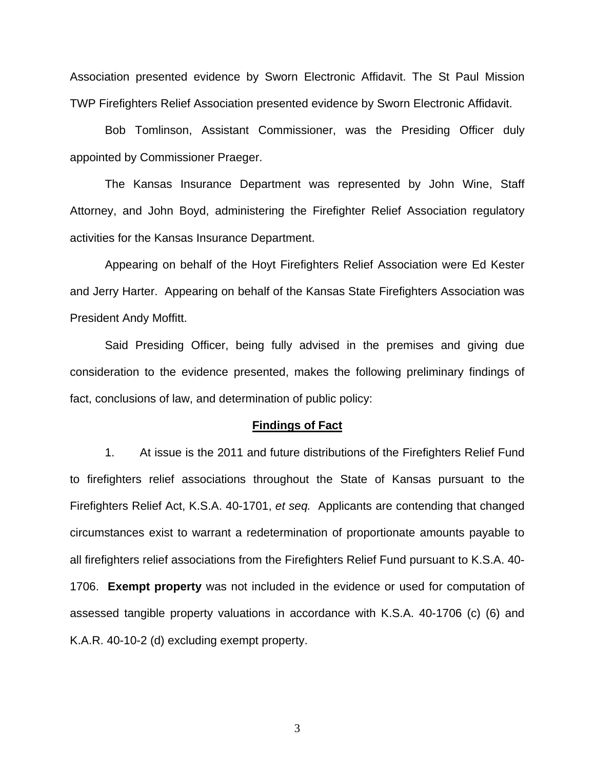Association presented evidence by Sworn Electronic Affidavit. The St Paul Mission TWP Firefighters Relief Association presented evidence by Sworn Electronic Affidavit.

Bob Tomlinson, Assistant Commissioner, was the Presiding Officer duly appointed by Commissioner Praeger.

The Kansas Insurance Department was represented by John Wine, Staff Attorney, and John Boyd, administering the Firefighter Relief Association regulatory activities for the Kansas Insurance Department.

Appearing on behalf of the Hoyt Firefighters Relief Association were Ed Kester and Jerry Harter. Appearing on behalf of the Kansas State Firefighters Association was President Andy Moffitt.

Said Presiding Officer, being fully advised in the premises and giving due consideration to the evidence presented, makes the following preliminary findings of fact, conclusions of law, and determination of public policy:

## Findings of Fact

1. At issue is the 2011 and future distributions of the Firefighters Relief Fund to firefighters relief associations throughout the State of Kansas pursuant to the Firefighters Relief Act, K.S.A. 40-1701, *et seq.* Applicants are contending that changed circumstances exist to warrant a redetermination of proportionate amounts payable to all firefighters relief associations from the Firefighters Relief Fund pursuant to K.S.A. 40-1706. **Exempt property** was not included in the evidence or used for computation of assessed tangible property valuations in accordance with K.S.A. 40-1706 (c) (6) and K.A.R. 40-10-2 (d) excluding exempt property.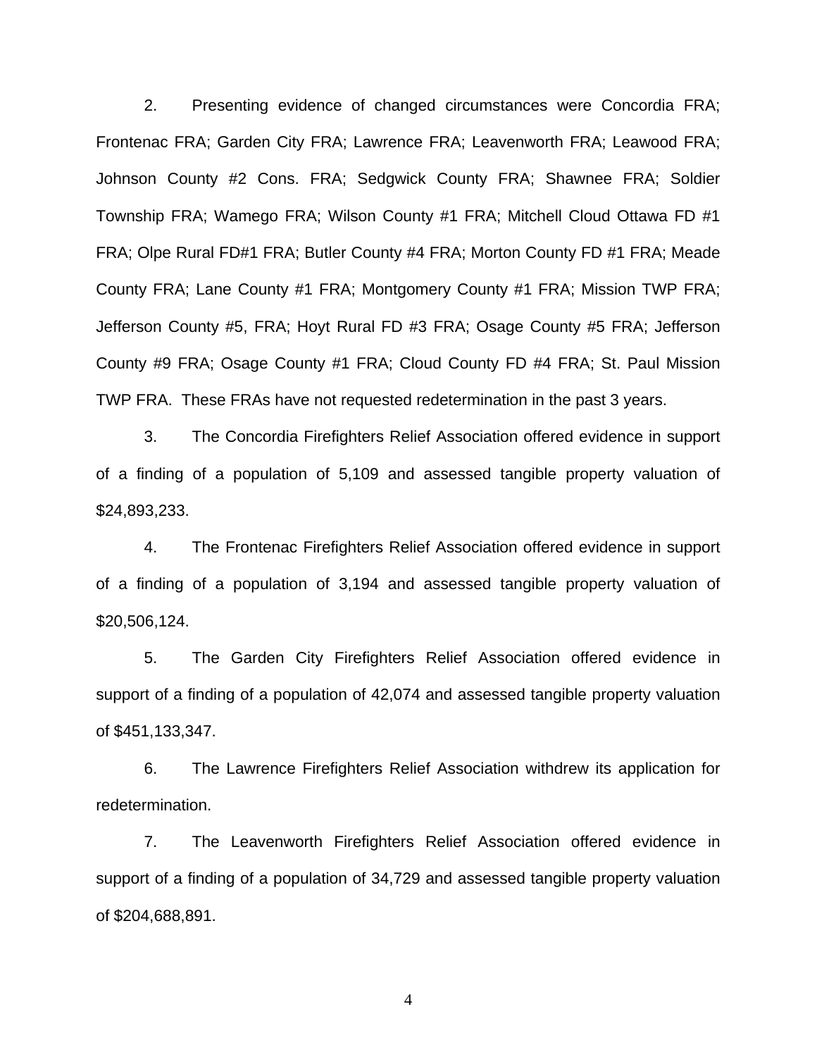2. Presenting evidence of changed circumstances were Concordia FRA; Frontenac FRA; Garden City FRA; Lawrence FRA; Leavenworth FRA; Leawood FRA; Johnson County #2 Cons. FRA; Sedgwick County FRA; Shawnee FRA; Soldier Township FRA; Wamego FRA; Wilson County #1 FRA; Mitchell Cloud Ottawa FD #1 FRA; Olpe Rural FD#1 FRA; Butler County #4 FRA; Morton County FD #1 FRA; Meade County FRA; Lane County #1 FRA; Montgomery County #1 FRA; Mission TWP FRA; Jefferson County #5, FRA; Hoyt Rural FD #3 FRA; Osage County #5 FRA; Jefferson County #9 FRA; Osage County #1 FRA; Cloud County FD #4 FRA; St. Paul Mission TWP FRA. These FRAs have not requested redetermination in the past 3 years.

3. The Concordia Firefighters Relief Association offered evidence in support of a finding of a population of 5,109 and assessed tangible property valuation of $24,893,233.

4. The Frontenac Firefighters Relief Association offered evidence in support of a finding of a population of 3,194 and assessed tangible property valuation of $20,506,124.

5. The Garden City Firefighters Relief Association offered evidence in support of a finding of a population of 42,074 and assessed tangible property valuation of $451,133,347.

6. The Lawrence Firefighters Relief Association withdrew its application for redetermination.

7. The Leavenworth Firefighters Relief Association offered evidence in support of a finding of a population of 34,729 and assessed tangible property valuation of $204,688,891.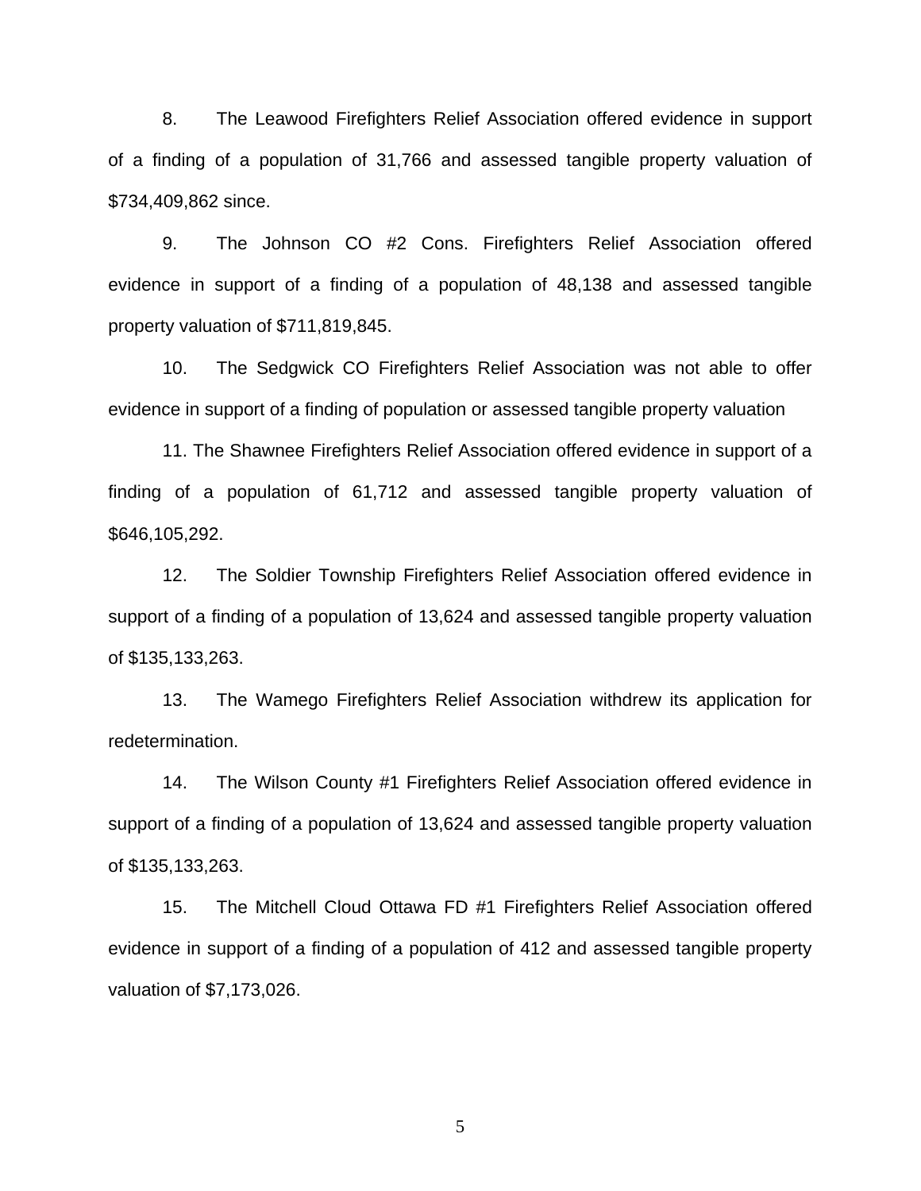8. The Leawood Firefighters Relief Association offered evidence in support of a finding of a population of 31,766 and assessed tangible property valuation of $734,409,862 since.

9. The Johnson CO #2 Cons. Firefighters Relief Association offered evidence in support of a finding of a population of 48,138 and assessed tangible property valuation of $711,819,845.

10. The Sedgwick CO Firefighters Relief Association was not able to offer evidence in support of a finding of population or assessed tangible property valuation

11. The Shawnee Firefighters Relief Association offered evidence in support of a finding of a population of 61,712 and assessed tangible property valuation of $646,105,292.

12. The Soldier Township Firefighters Relief Association offered evidence in support of a finding of a population of 13,624 and assessed tangible property valuation of $135,133,263.

13. The Wamego Firefighters Relief Association withdrew its application for redetermination.

14. The Wilson County #1 Firefighters Relief Association offered evidence in support of a finding of a population of 13,624 and assessed tangible property valuation of $135,133,263.

15. The Mitchell Cloud Ottawa FD #1 Firefighters Relief Association offered evidence in support of a finding of a population of 412 and assessed tangible property valuation of $7,173,026.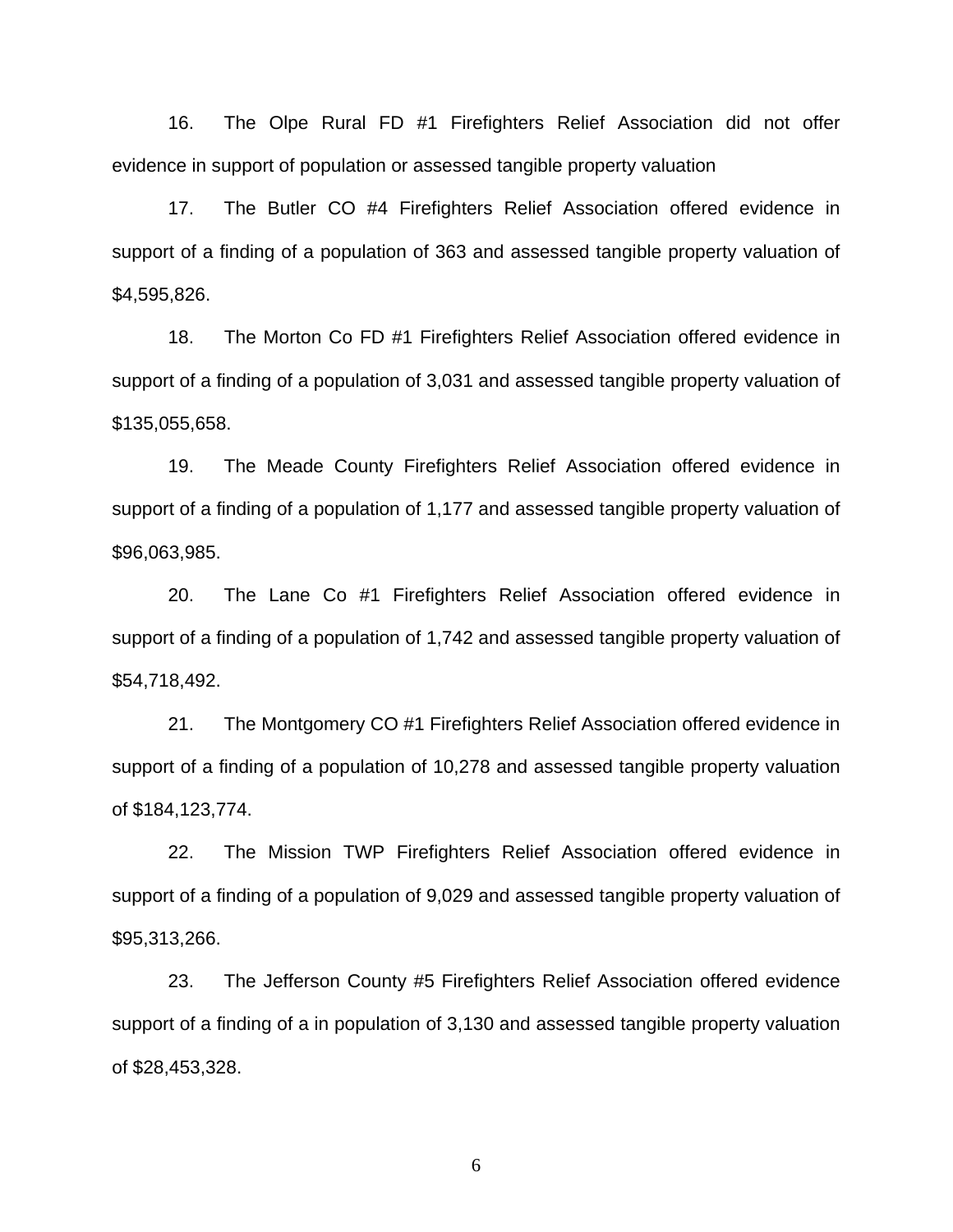16. The Olpe Rural FD #1 Firefighters Relief Association did not offer evidence in support of population or assessed tangible property valuation

17. The Butler CO #4 Firefighters Relief Association offered evidence in support of a finding of a population of 363 and assessed tangible property valuation of $4,595,826.

18. The Morton Co FD #1 Firefighters Relief Association offered evidence in support of a finding of a population of 3,031 and assessed tangible property valuation of $135,055,658.

19. The Meade County Firefighters Relief Association offered evidence in support of a finding of a population of 1,177 and assessed tangible property valuation of $96,063,985.

20. The Lane Co #1 Firefighters Relief Association offered evidence in support of a finding of a population of 1,742 and assessed tangible property valuation of $54,718,492.

21. The Montgomery CO #1 Firefighters Relief Association offered evidence in support of a finding of a population of 10,278 and assessed tangible property valuation of $184,123,774.

22. The Mission TWP Firefighters Relief Association offered evidence in support of a finding of a population of 9,029 and assessed tangible property valuation of $95,313,266.

23. The Jefferson County #5 Firefighters Relief Association offered evidence support of a finding of a in population of 3,130 and assessed tangible property valuation of $28,453,328.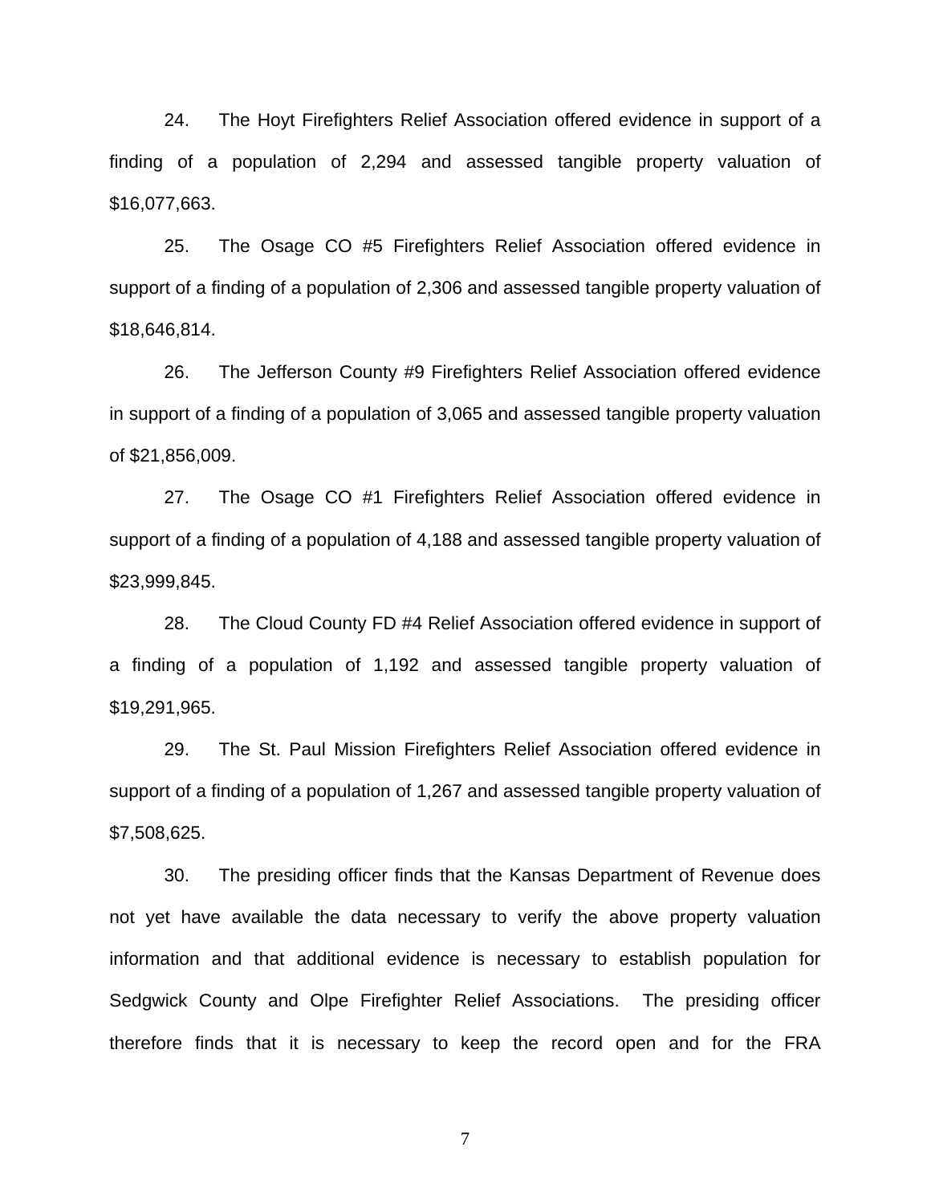24. The Hoyt Firefighters Relief Association offered evidence in support of a finding of a population of 2,294 and assessed tangible property valuation of $16,077,663.

25. The Osage CO #5 Firefighters Relief Association offered evidence in support of a finding of a population of 2,306 and assessed tangible property valuation of $18,646,814.

26. The Jefferson County #9 Firefighters Relief Association offered evidence in support of a finding of a population of 3,065 and assessed tangible property valuation of $21,856,009.

27. The Osage CO #1 Firefighters Relief Association offered evidence in support of a finding of a population of 4,188 and assessed tangible property valuation of $23,999,845.

28. The Cloud County FD #4 Relief Association offered evidence in support of a finding of a population of 1,192 and assessed tangible property valuation of $19,291,965.

29. The St. Paul Mission Firefighters Relief Association offered evidence in support of a finding of a population of 1,267 and assessed tangible property valuation of $7,508,625.

30. The presiding officer finds that the Kansas Department of Revenue does not yet have available the data necessary to verify the above property valuation information and that additional evidence is necessary to establish population for Sedgwick County and Olpe Firefighter Relief Associations. The presiding officer therefore finds that it is necessary to keep the record open and for the FRA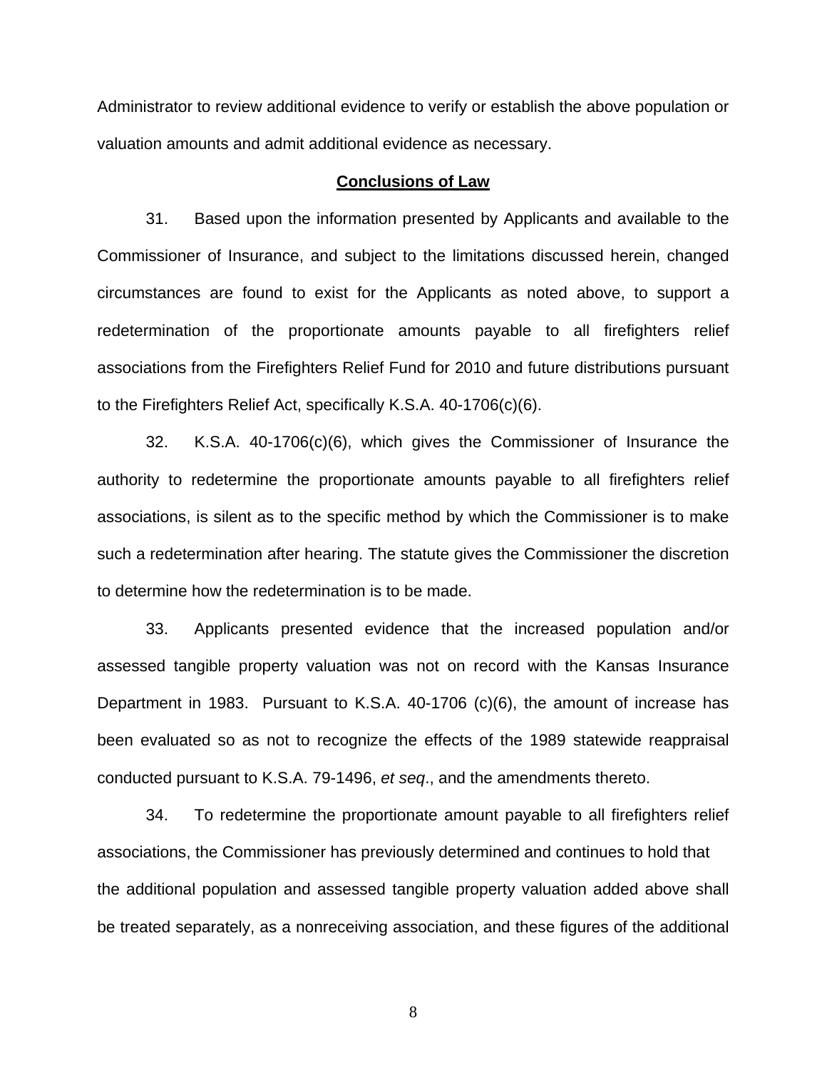Administrator to review additional evidence to verify or establish the above population or valuation amounts and admit additional evidence as necessary.

**Conclusions of Law**

31. Based upon the information presented by Applicants and available to the Commissioner of Insurance, and subject to the limitations discussed herein, changed circumstances are found to exist for the Applicants as noted above, to support a redetermination of the proportionate amounts payable to all firefighters relief associations from the Firefighters Relief Fund for 2010 and future distributions pursuant to the Firefighters Relief Act, specifically K.S.A. 40-1706(c)(6).

32. K.S.A. 40-1706(c)(6), which gives the Commissioner of Insurance the authority to redetermine the proportionate amounts payable to all firefighters relief associations, is silent as to the specific method by which the Commissioner is to make such a redetermination after hearing. The statute gives the Commissioner the discretion to determine how the redetermination is to be made.

33. Applicants presented evidence that the increased population and/or assessed tangible property valuation was not on record with the Kansas Insurance Department in 1983. Pursuant to K.S.A. 40-1706 (c)(6), the amount of increase has been evaluated so as not to recognize the effects of the 1989 statewide reappraisal conducted pursuant to K.S.A. 79-1496, *et seq*., and the amendments thereto.

34. To redetermine the proportionate amount payable to all firefighters relief associations, the Commissioner has previously determined and continues to hold that the additional population and assessed tangible property valuation added above shall be treated separately, as a nonreceiving association, and these figures of the additional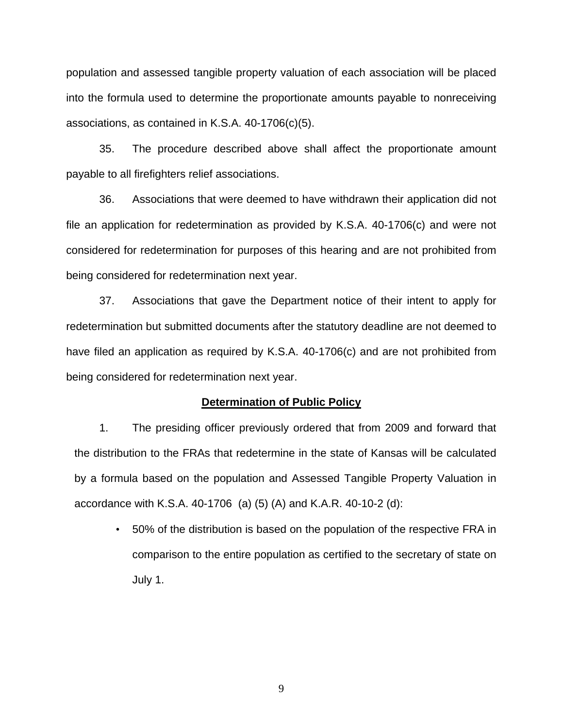population and assessed tangible property valuation of each association will be placed into the formula used to determine the proportionate amounts payable to nonreceiving associations, as contained in K.S.A. 40-1706(c)(5).

35. The procedure described above shall affect the proportionate amount payable to all firefighters relief associations.

36. Associations that were deemed to have withdrawn their application did not file an application for redetermination as provided by K.S.A. 40-1706(c) and were not considered for redetermination for purposes of this hearing and are not prohibited from being considered for redetermination next year.

37. Associations that gave the Department notice of their intent to apply for redetermination but submitted documents after the statutory deadline are not deemed to have filed an application as required by K.S.A. 40-1706(c) and are not prohibited from being considered for redetermination next year.

**Determination of Public Policy**

1. The presiding officer previously ordered that from 2009 and forward that the distribution to the FRAs that redetermine in the state of Kansas will be calculated by a formula based on the population and Assessed Tangible Property Valuation in accordance with K.S.A. 40-1706 (a) (5) (A) and K.A.R. 40-10-2 (d):

   - 50% of the distribution is based on the population of the respective FRA in comparison to the entire population as certified to the secretary of state on July 1.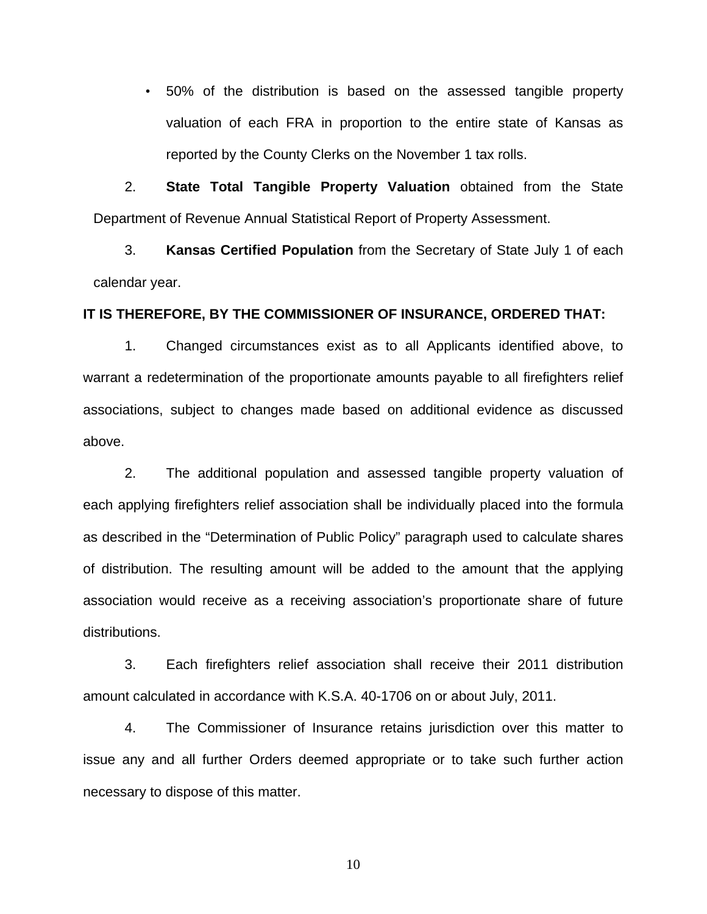- 50% of the distribution is based on the assessed tangible property valuation of each FRA in proportion to the entire state of Kansas as reported by the County Clerks on the November 1 tax rolls.

2. **State Total Tangible Property Valuation** obtained from the State Department of Revenue Annual Statistical Report of Property Assessment.

3. **Kansas Certified Population** from the Secretary of State July 1 of each calendar year.

**IT IS THEREFORE, BY THE COMMISSIONER OF INSURANCE, ORDERED THAT:**

1. Changed circumstances exist as to all Applicants identified above, to warrant a redetermination of the proportionate amounts payable to all firefighters relief associations, subject to changes made based on additional evidence as discussed above.

2. The additional population and assessed tangible property valuation of each applying firefighters relief association shall be individually placed into the formula as described in the "Determination of Public Policy" paragraph used to calculate shares of distribution. The resulting amount will be added to the amount that the applying association would receive as a receiving association's proportionate share of future distributions.

3. Each firefighters relief association shall receive their 2011 distribution amount calculated in accordance with K.S.A. 40-1706 on or about July, 2011.

4. The Commissioner of Insurance retains jurisdiction over this matter to issue any and all further Orders deemed appropriate or to take such further action necessary to dispose of this matter.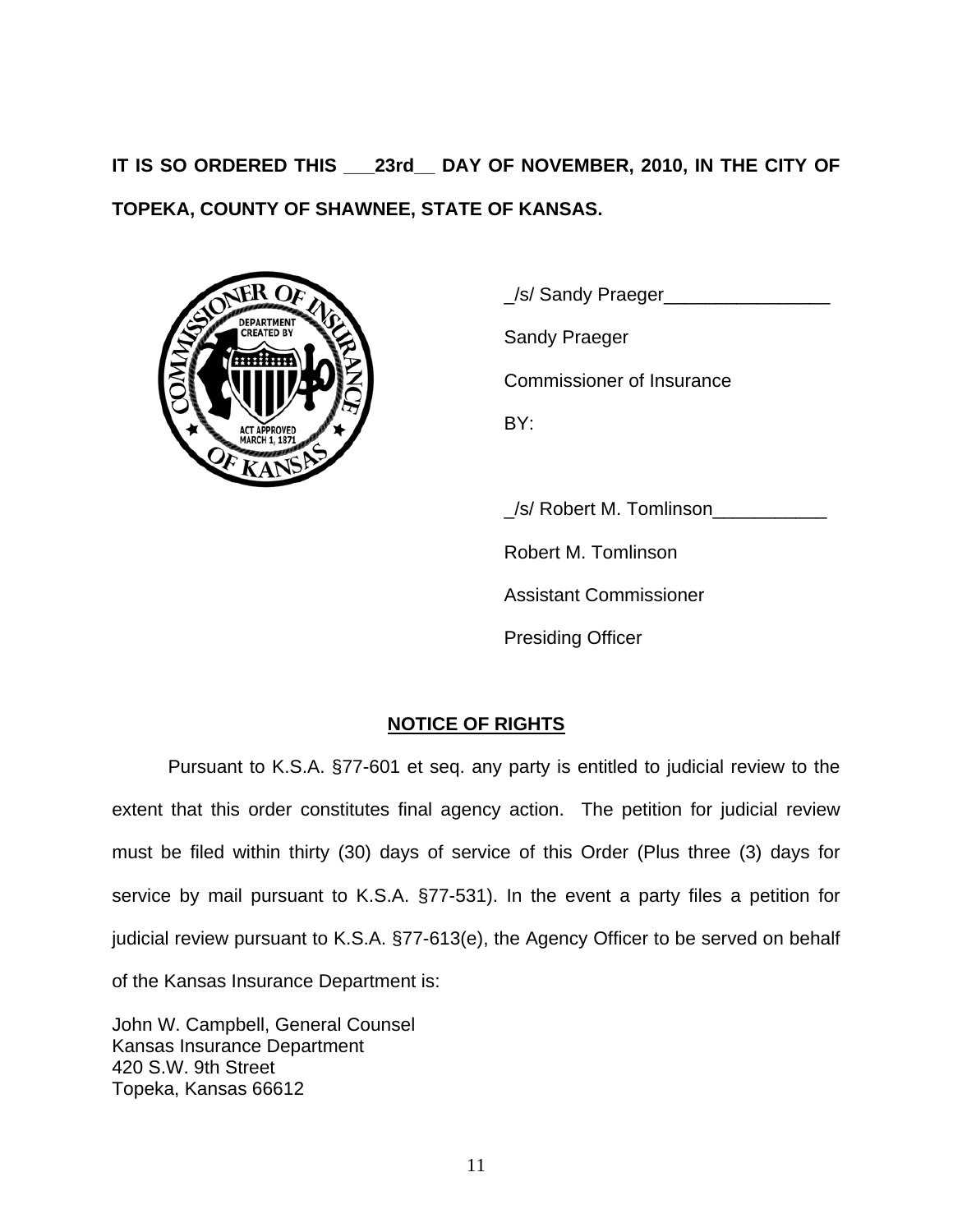**IT IS SO ORDERED THIS \_\_\_23rd\_\_ DAY OF NOVEMBER, 2010, IN THE CITY OF TOPEKA, COUNTY OF SHAWNEE, STATE OF KANSAS.**

_/s/ Sandy Praeger________________

Sandy Praeger

Commissioner of Insurance

BY:

_/s/ Robert M. Tomlinson___________

Robert M. Tomlinson

Assistant Commissioner

Presiding Officer

**NOTICE OF RIGHTS**

Pursuant to K.S.A. §77-601 et seq. any party is entitled to judicial review to the extent that this order constitutes final agency action. The petition for judicial review must be filed within thirty (30) days of service of this Order (Plus three (3) days for service by mail pursuant to K.S.A. §77-531). In the event a party files a petition for judicial review pursuant to K.S.A. §77-613(e), the Agency Officer to be served on behalf of the Kansas Insurance Department is:

John W. Campbell, General Counsel
Kansas Insurance Department
420 S.W. 9th Street
Topeka, Kansas 66612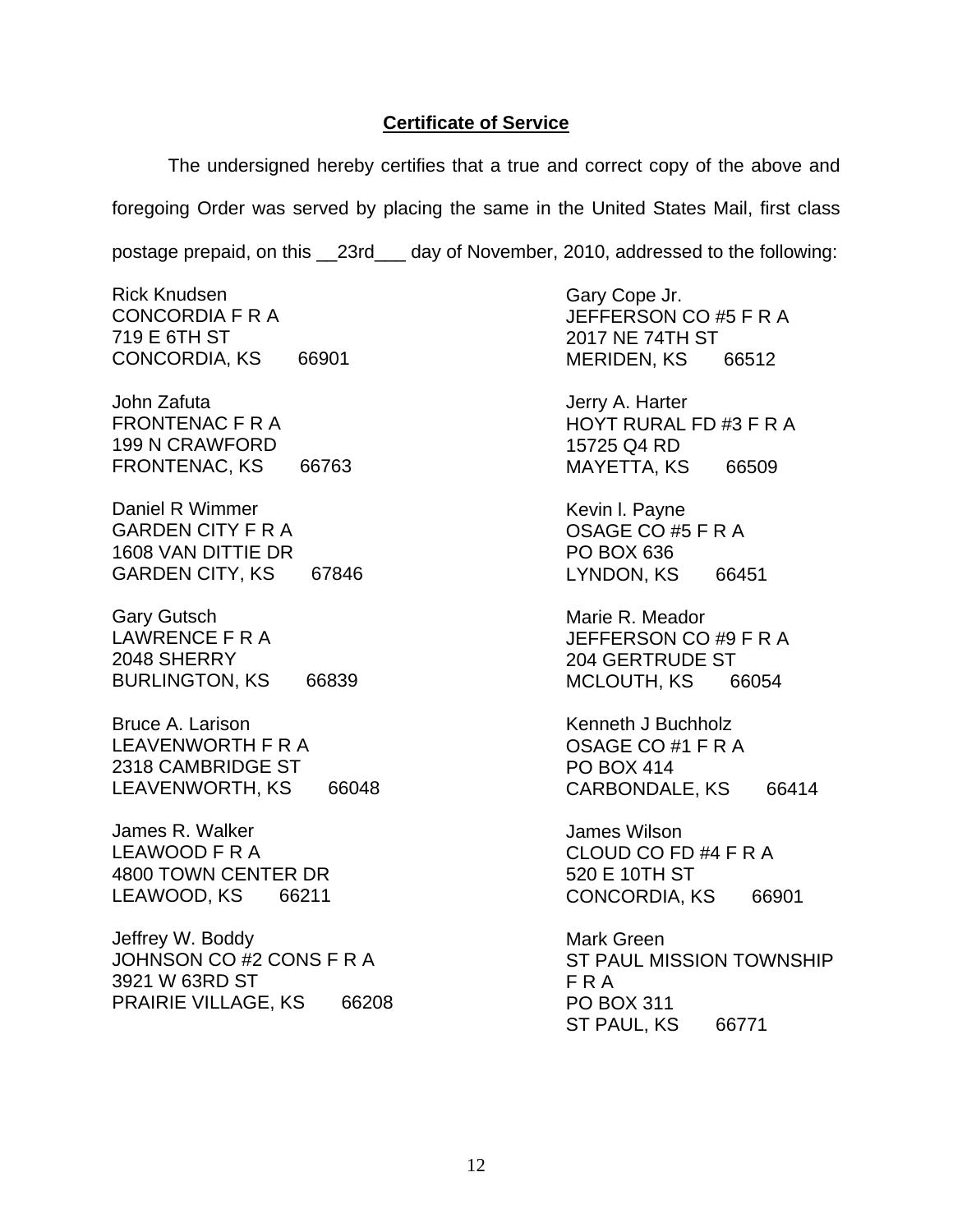**Certificate of Service**

The undersigned hereby certifies that a true and correct copy of the above and foregoing Order was served by placing the same in the United States Mail, first class postage prepaid, on this __23rd___ day of November, 2010, addressed to the following:

Rick Knudsen
CONCORDIA F R A
719 E 6TH ST
CONCORDIA, KS 66901

John Zafuta
FRONTENAC F R A
199 N CRAWFORD
FRONTENAC, KS 66763

Daniel R Wimmer
GARDEN CITY F R A
1608 VAN DITTIE DR
GARDEN CITY, KS 67846

Gary Gutsch
LAWRENCE F R A
2048 SHERRY
BURLINGTON, KS 66839

Bruce A. Larison
LEAVENWORTH F R A
2318 CAMBRIDGE ST
LEAVENWORTH, KS 66048

James R. Walker
LEAWOOD F R A
4800 TOWN CENTER DR
LEAWOOD, KS 66211

Jeffrey W. Boddy
JOHNSON CO #2 CONS F R A
3921 W 63RD ST
PRAIRIE VILLAGE, KS 66208

Gary Cope Jr.
JEFFERSON CO #5 F R A
2017 NE 74TH ST
MERIDEN, KS 66512

Jerry A. Harter
HOYT RURAL FD #3 F R A
15725 Q4 RD
MAYETTA, KS 66509

Kevin l. Payne
OSAGE CO #5 F R A
PO BOX 636
LYNDON, KS 66451

Marie R. Meador
JEFFERSON CO #9 F R A
204 GERTRUDE ST
MCLOUTH, KS 66054

Kenneth J Buchholz
OSAGE CO #1 F R A
PO BOX 414
CARBONDALE, KS 66414

James Wilson
CLOUD CO FD #4 F R A
520 E 10TH ST
CONCORDIA, KS 66901

Mark Green
ST PAUL MISSION TOWNSHIP F R A
PO BOX 311
ST PAUL, KS 66771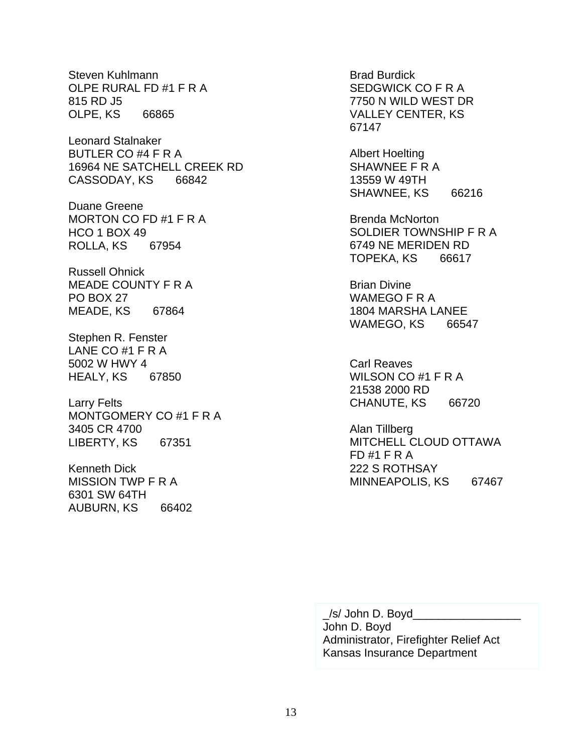Steven Kuhlmann
OLPE RURAL FD #1 F R A
815 RD J5
OLPE, KS 66865

Leonard Stalnaker
BUTLER CO #4 F R A
16964 NE SATCHELL CREEK RD
CASSODAY, KS 66842

Duane Greene
MORTON CO FD #1 F R A
HCO 1 BOX 49
ROLLA, KS 67954

Russell Ohnick
MEADE COUNTY F R A
PO BOX 27
MEADE, KS 67864

Stephen R. Fenster
LANE CO #1 F R A
5002 W HWY 4
HEALY, KS 67850

Larry Felts
MONTGOMERY CO #1 F R A
3405 CR 4700
LIBERTY, KS 67351

Kenneth Dick
MISSION TWP F R A
6301 SW 64TH
AUBURN, KS 66402

Brad Burdick
SEDGWICK CO F R A
7750 N WILD WEST DR
VALLEY CENTER, KS
67147

Albert Hoelting
SHAWNEE F R A
13559 W 49TH
SHAWNEE, KS 66216

Brenda McNorton
SOLDIER TOWNSHIP F R A
6749 NE MERIDEN RD
TOPEKA, KS 66617

Brian Divine
WAMEGO F R A
1804 MARSHA LANEE
WAMEGO, KS 66547

Carl Reaves
WILSON CO #1 F R A
21538 2000 RD
CHANUTE, KS 66720

Alan Tillberg
MITCHELL CLOUD OTTAWA
FD #1 F R A
222 S ROTHSAY
MINNEAPOLIS, KS 67467

_/s/ John D. Boyd_________________
John D. Boyd
Administrator, Firefighter Relief Act
Kansas Insurance Department